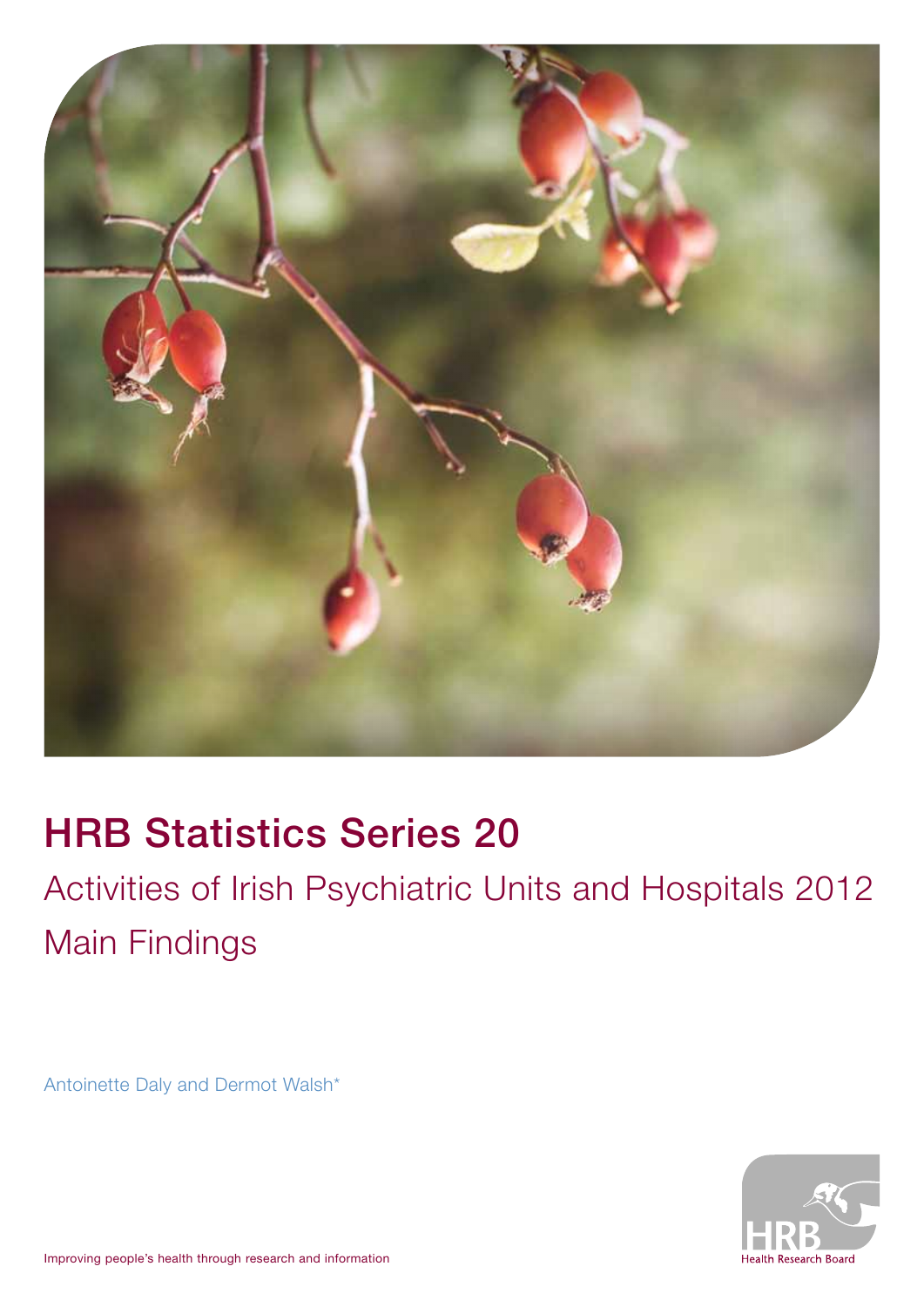# HRB Statistics Series 20

## Activities of Irish Psychiatric Units and Hospitals 2012 Main Findings

Antoinette Daly and Dermot Walsh*

Improving people's health through research and information

HRB Health Research Board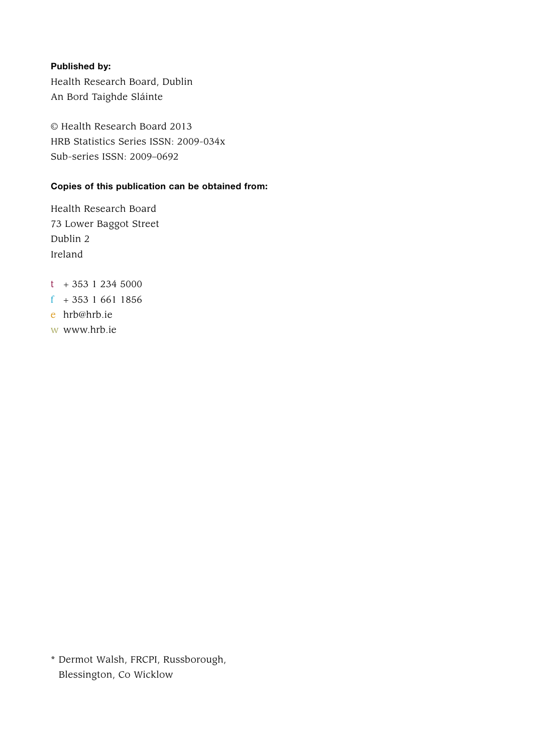**Published by:**

Health Research Board, Dublin
An Bord Taighde Sláinte

© Health Research Board 2013
HRB Statistics Series ISSN: 2009-034x
Sub-series ISSN: 2009–0692

**Copies of this publication can be obtained from:**

Health Research Board
73 Lower Baggot Street
Dublin 2
Ireland

t + 353 1 234 5000
f + 353 1 661 1856
e hrb@hrb.ie
w www.hrb.ie

* Dermot Walsh, FRCPI, Russborough, Blessington, Co Wicklow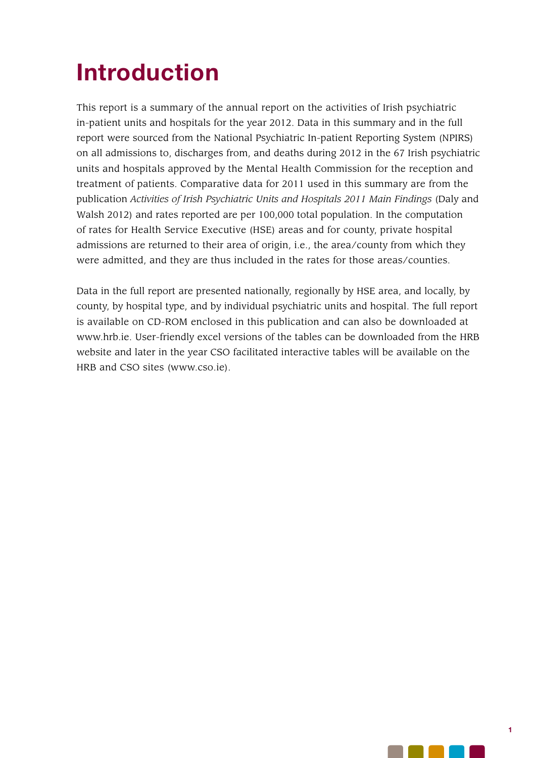# Introduction

This report is a summary of the annual report on the activities of Irish psychiatric in-patient units and hospitals for the year 2012. Data in this summary and in the full report were sourced from the National Psychiatric In-patient Reporting System (NPIRS) on all admissions to, discharges from, and deaths during 2012 in the 67 Irish psychiatric units and hospitals approved by the Mental Health Commission for the reception and treatment of patients. Comparative data for 2011 used in this summary are from the publication *Activities of Irish Psychiatric Units and Hospitals 2011 Main Findings* (Daly and Walsh 2012) and rates reported are per 100,000 total population. In the computation of rates for Health Service Executive (HSE) areas and for county, private hospital admissions are returned to their area of origin, i.e., the area/county from which they were admitted, and they are thus included in the rates for those areas/counties.

Data in the full report are presented nationally, regionally by HSE area, and locally, by county, by hospital type, and by individual psychiatric units and hospital. The full report is available on CD-ROM enclosed in this publication and can also be downloaded at www.hrb.ie. User-friendly excel versions of the tables can be downloaded from the HRB website and later in the year CSO facilitated interactive tables will be available on the HRB and CSO sites (www.cso.ie).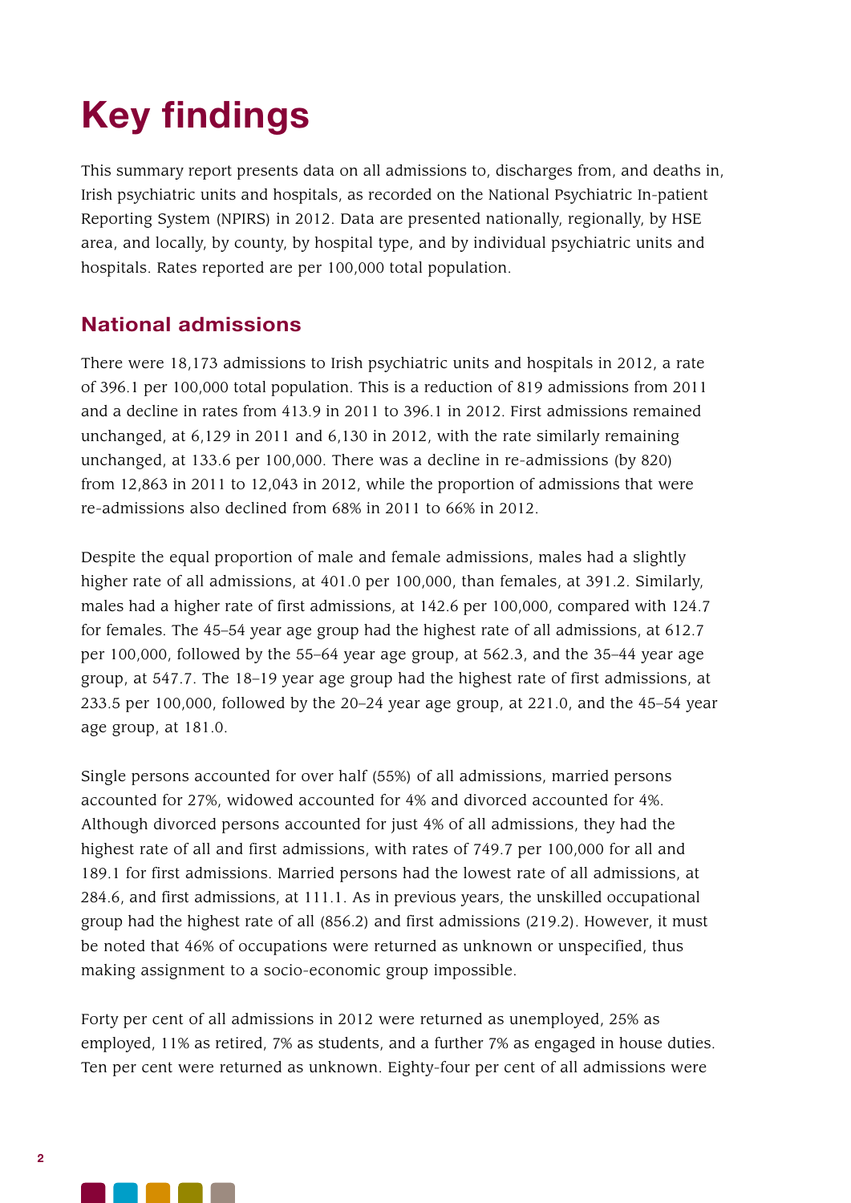# Key findings

This summary report presents data on all admissions to, discharges from, and deaths in, Irish psychiatric units and hospitals, as recorded on the National Psychiatric In-patient Reporting System (NPIRS) in 2012. Data are presented nationally, regionally, by HSE area, and locally, by county, by hospital type, and by individual psychiatric units and hospitals. Rates reported are per 100,000 total population.

## National admissions

There were 18,173 admissions to Irish psychiatric units and hospitals in 2012, a rate of 396.1 per 100,000 total population. This is a reduction of 819 admissions from 2011 and a decline in rates from 413.9 in 2011 to 396.1 in 2012. First admissions remained unchanged, at 6,129 in 2011 and 6,130 in 2012, with the rate similarly remaining unchanged, at 133.6 per 100,000. There was a decline in re-admissions (by 820) from 12,863 in 2011 to 12,043 in 2012, while the proportion of admissions that were re-admissions also declined from 68% in 2011 to 66% in 2012.

Despite the equal proportion of male and female admissions, males had a slightly higher rate of all admissions, at 401.0 per 100,000, than females, at 391.2. Similarly, males had a higher rate of first admissions, at 142.6 per 100,000, compared with 124.7 for females. The 45–54 year age group had the highest rate of all admissions, at 612.7 per 100,000, followed by the 55–64 year age group, at 562.3, and the 35–44 year age group, at 547.7. The 18–19 year age group had the highest rate of first admissions, at 233.5 per 100,000, followed by the 20–24 year age group, at 221.0, and the 45–54 year age group, at 181.0.

Single persons accounted for over half (55%) of all admissions, married persons accounted for 27%, widowed accounted for 4% and divorced accounted for 4%. Although divorced persons accounted for just 4% of all admissions, they had the highest rate of all and first admissions, with rates of 749.7 per 100,000 for all and 189.1 for first admissions. Married persons had the lowest rate of all admissions, at 284.6, and first admissions, at 111.1. As in previous years, the unskilled occupational group had the highest rate of all (856.2) and first admissions (219.2). However, it must be noted that 46% of occupations were returned as unknown or unspecified, thus making assignment to a socio-economic group impossible.

Forty per cent of all admissions in 2012 were returned as unemployed, 25% as employed, 11% as retired, 7% as students, and a further 7% as engaged in house duties. Ten per cent were returned as unknown. Eighty-four per cent of all admissions were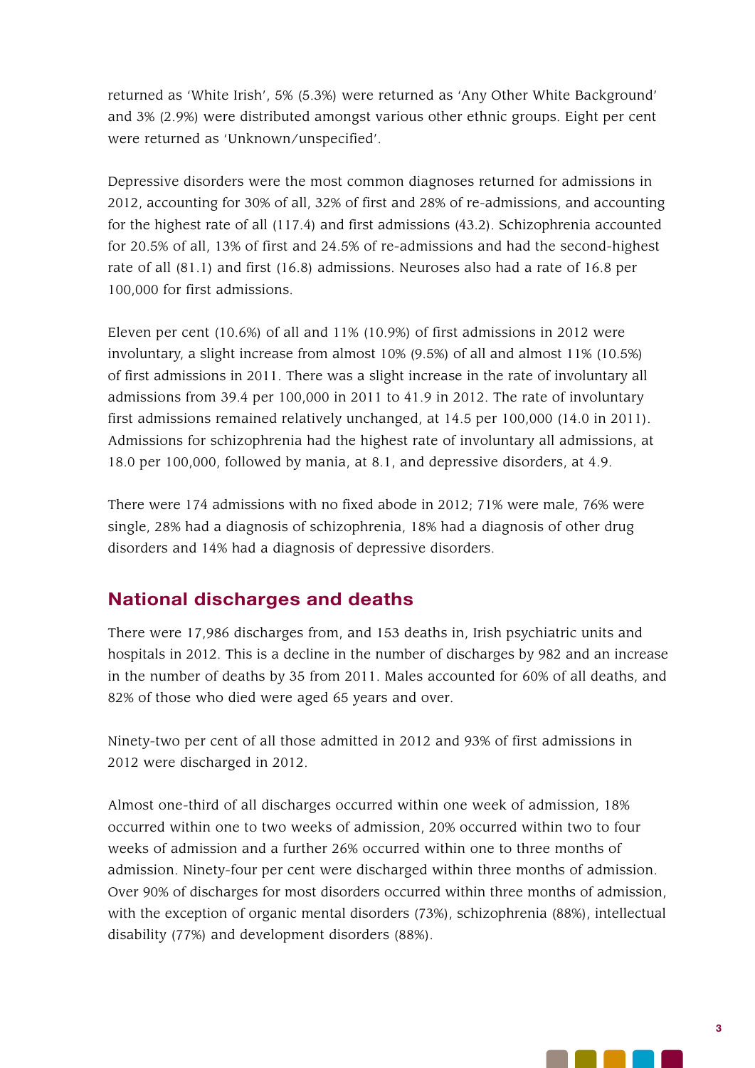returned as 'White Irish', 5% (5.3%) were returned as 'Any Other White Background' and 3% (2.9%) were distributed amongst various other ethnic groups. Eight per cent were returned as 'Unknown/unspecified'.

Depressive disorders were the most common diagnoses returned for admissions in 2012, accounting for 30% of all, 32% of first and 28% of re-admissions, and accounting for the highest rate of all (117.4) and first admissions (43.2). Schizophrenia accounted for 20.5% of all, 13% of first and 24.5% of re-admissions and had the second-highest rate of all (81.1) and first (16.8) admissions. Neuroses also had a rate of 16.8 per 100,000 for first admissions.

Eleven per cent (10.6%) of all and 11% (10.9%) of first admissions in 2012 were involuntary, a slight increase from almost 10% (9.5%) of all and almost 11% (10.5%) of first admissions in 2011. There was a slight increase in the rate of involuntary all admissions from 39.4 per 100,000 in 2011 to 41.9 in 2012. The rate of involuntary first admissions remained relatively unchanged, at 14.5 per 100,000 (14.0 in 2011). Admissions for schizophrenia had the highest rate of involuntary all admissions, at 18.0 per 100,000, followed by mania, at 8.1, and depressive disorders, at 4.9.

There were 174 admissions with no fixed abode in 2012; 71% were male, 76% were single, 28% had a diagnosis of schizophrenia, 18% had a diagnosis of other drug disorders and 14% had a diagnosis of depressive disorders.

## National discharges and deaths

There were 17,986 discharges from, and 153 deaths in, Irish psychiatric units and hospitals in 2012. This is a decline in the number of discharges by 982 and an increase in the number of deaths by 35 from 2011. Males accounted for 60% of all deaths, and 82% of those who died were aged 65 years and over.

Ninety-two per cent of all those admitted in 2012 and 93% of first admissions in 2012 were discharged in 2012.

Almost one-third of all discharges occurred within one week of admission, 18% occurred within one to two weeks of admission, 20% occurred within two to four weeks of admission and a further 26% occurred within one to three months of admission. Ninety-four per cent were discharged within three months of admission. Over 90% of discharges for most disorders occurred within three months of admission, with the exception of organic mental disorders (73%), schizophrenia (88%), intellectual disability (77%) and development disorders (88%).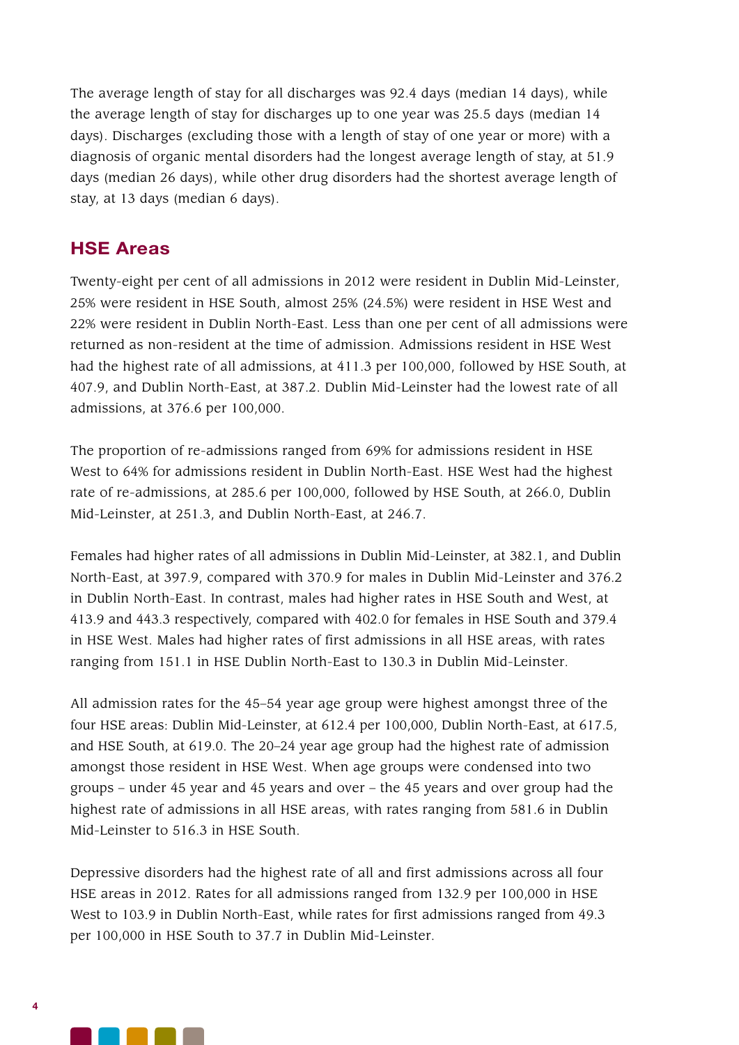The average length of stay for all discharges was 92.4 days (median 14 days), while the average length of stay for discharges up to one year was 25.5 days (median 14 days). Discharges (excluding those with a length of stay of one year or more) with a diagnosis of organic mental disorders had the longest average length of stay, at 51.9 days (median 26 days), while other drug disorders had the shortest average length of stay, at 13 days (median 6 days).

## HSE Areas

Twenty-eight per cent of all admissions in 2012 were resident in Dublin Mid-Leinster, 25% were resident in HSE South, almost 25% (24.5%) were resident in HSE West and 22% were resident in Dublin North-East. Less than one per cent of all admissions were returned as non-resident at the time of admission. Admissions resident in HSE West had the highest rate of all admissions, at 411.3 per 100,000, followed by HSE South, at 407.9, and Dublin North-East, at 387.2. Dublin Mid-Leinster had the lowest rate of all admissions, at 376.6 per 100,000.

The proportion of re-admissions ranged from 69% for admissions resident in HSE West to 64% for admissions resident in Dublin North-East. HSE West had the highest rate of re-admissions, at 285.6 per 100,000, followed by HSE South, at 266.0, Dublin Mid-Leinster, at 251.3, and Dublin North-East, at 246.7.

Females had higher rates of all admissions in Dublin Mid-Leinster, at 382.1, and Dublin North-East, at 397.9, compared with 370.9 for males in Dublin Mid-Leinster and 376.2 in Dublin North-East. In contrast, males had higher rates in HSE South and West, at 413.9 and 443.3 respectively, compared with 402.0 for females in HSE South and 379.4 in HSE West. Males had higher rates of first admissions in all HSE areas, with rates ranging from 151.1 in HSE Dublin North-East to 130.3 in Dublin Mid-Leinster.

All admission rates for the 45–54 year age group were highest amongst three of the four HSE areas: Dublin Mid-Leinster, at 612.4 per 100,000, Dublin North-East, at 617.5, and HSE South, at 619.0. The 20–24 year age group had the highest rate of admission amongst those resident in HSE West. When age groups were condensed into two groups – under 45 year and 45 years and over – the 45 years and over group had the highest rate of admissions in all HSE areas, with rates ranging from 581.6 in Dublin Mid-Leinster to 516.3 in HSE South.

Depressive disorders had the highest rate of all and first admissions across all four HSE areas in 2012. Rates for all admissions ranged from 132.9 per 100,000 in HSE West to 103.9 in Dublin North-East, while rates for first admissions ranged from 49.3 per 100,000 in HSE South to 37.7 in Dublin Mid-Leinster.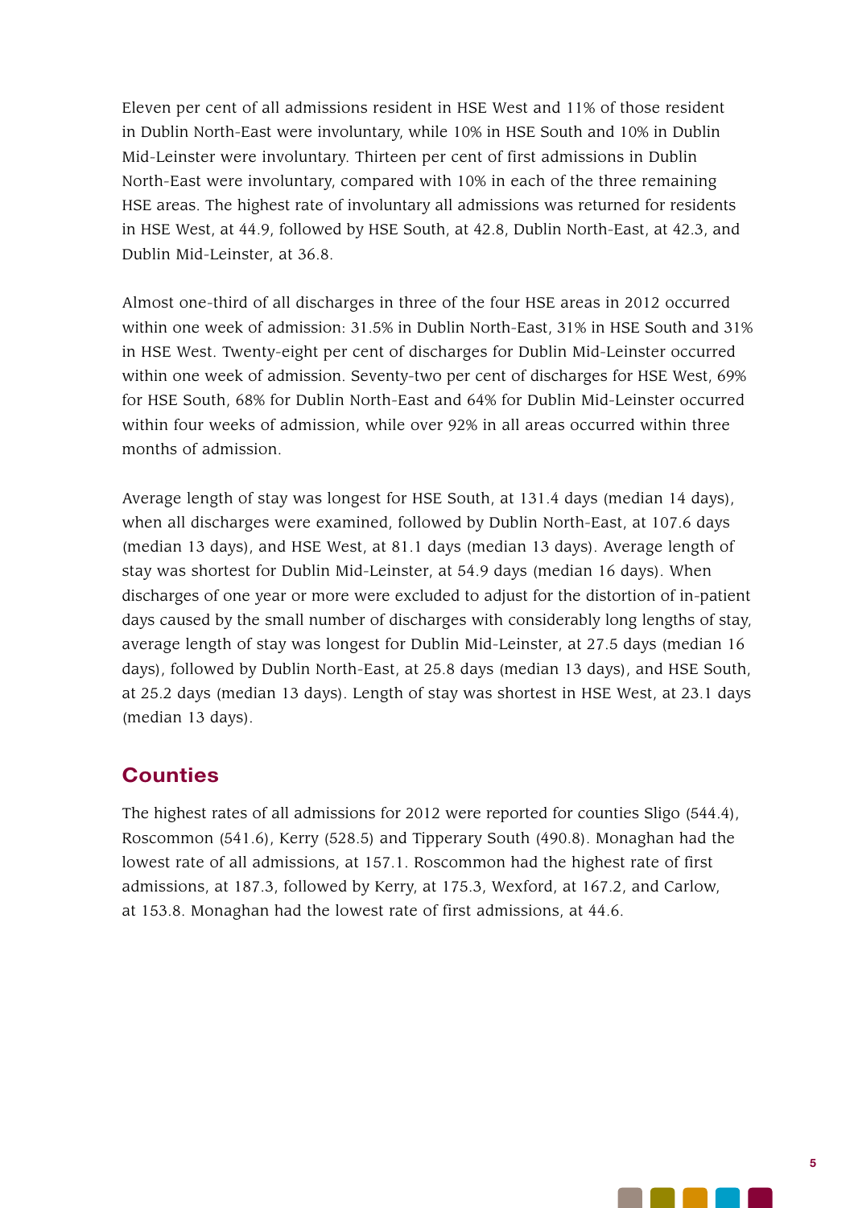Eleven per cent of all admissions resident in HSE West and 11% of those resident in Dublin North-East were involuntary, while 10% in HSE South and 10% in Dublin Mid-Leinster were involuntary. Thirteen per cent of first admissions in Dublin North-East were involuntary, compared with 10% in each of the three remaining HSE areas. The highest rate of involuntary all admissions was returned for residents in HSE West, at 44.9, followed by HSE South, at 42.8, Dublin North-East, at 42.3, and Dublin Mid-Leinster, at 36.8.

Almost one-third of all discharges in three of the four HSE areas in 2012 occurred within one week of admission: 31.5% in Dublin North-East, 31% in HSE South and 31% in HSE West. Twenty-eight per cent of discharges for Dublin Mid-Leinster occurred within one week of admission. Seventy-two per cent of discharges for HSE West, 69% for HSE South, 68% for Dublin North-East and 64% for Dublin Mid-Leinster occurred within four weeks of admission, while over 92% in all areas occurred within three months of admission.

Average length of stay was longest for HSE South, at 131.4 days (median 14 days), when all discharges were examined, followed by Dublin North-East, at 107.6 days (median 13 days), and HSE West, at 81.1 days (median 13 days). Average length of stay was shortest for Dublin Mid-Leinster, at 54.9 days (median 16 days). When discharges of one year or more were excluded to adjust for the distortion of in-patient days caused by the small number of discharges with considerably long lengths of stay, average length of stay was longest for Dublin Mid-Leinster, at 27.5 days (median 16 days), followed by Dublin North-East, at 25.8 days (median 13 days), and HSE South, at 25.2 days (median 13 days). Length of stay was shortest in HSE West, at 23.1 days (median 13 days).

## Counties

The highest rates of all admissions for 2012 were reported for counties Sligo (544.4), Roscommon (541.6), Kerry (528.5) and Tipperary South (490.8). Monaghan had the lowest rate of all admissions, at 157.1. Roscommon had the highest rate of first admissions, at 187.3, followed by Kerry, at 175.3, Wexford, at 167.2, and Carlow, at 153.8. Monaghan had the lowest rate of first admissions, at 44.6.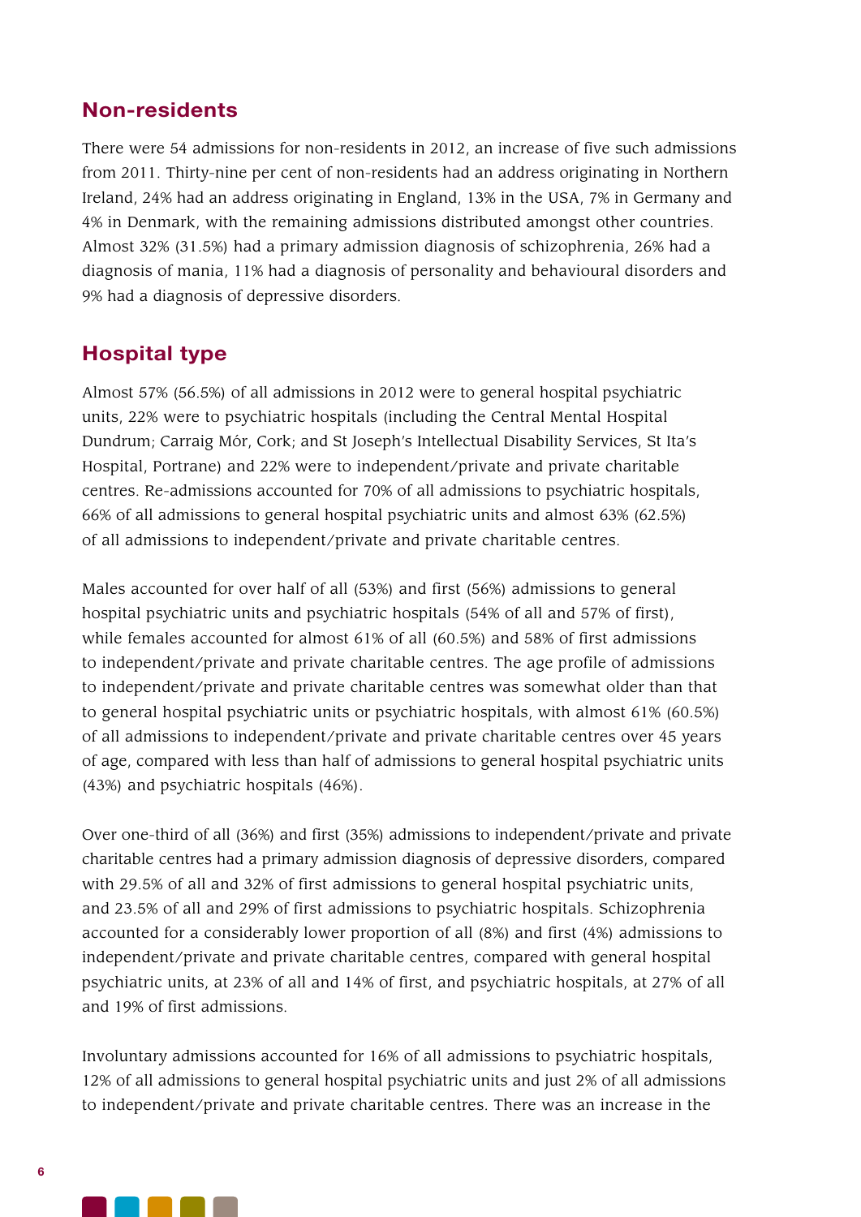## Non-residents

There were 54 admissions for non-residents in 2012, an increase of five such admissions from 2011. Thirty-nine per cent of non-residents had an address originating in Northern Ireland, 24% had an address originating in England, 13% in the USA, 7% in Germany and 4% in Denmark, with the remaining admissions distributed amongst other countries. Almost 32% (31.5%) had a primary admission diagnosis of schizophrenia, 26% had a diagnosis of mania, 11% had a diagnosis of personality and behavioural disorders and 9% had a diagnosis of depressive disorders.

## Hospital type

Almost 57% (56.5%) of all admissions in 2012 were to general hospital psychiatric units, 22% were to psychiatric hospitals (including the Central Mental Hospital Dundrum; Carraig Mór, Cork; and St Joseph's Intellectual Disability Services, St Ita's Hospital, Portrane) and 22% were to independent/private and private charitable centres. Re-admissions accounted for 70% of all admissions to psychiatric hospitals, 66% of all admissions to general hospital psychiatric units and almost 63% (62.5%) of all admissions to independent/private and private charitable centres.

Males accounted for over half of all (53%) and first (56%) admissions to general hospital psychiatric units and psychiatric hospitals (54% of all and 57% of first), while females accounted for almost 61% of all (60.5%) and 58% of first admissions to independent/private and private charitable centres. The age profile of admissions to independent/private and private charitable centres was somewhat older than that to general hospital psychiatric units or psychiatric hospitals, with almost 61% (60.5%) of all admissions to independent/private and private charitable centres over 45 years of age, compared with less than half of admissions to general hospital psychiatric units (43%) and psychiatric hospitals (46%).

Over one-third of all (36%) and first (35%) admissions to independent/private and private charitable centres had a primary admission diagnosis of depressive disorders, compared with 29.5% of all and 32% of first admissions to general hospital psychiatric units, and 23.5% of all and 29% of first admissions to psychiatric hospitals. Schizophrenia accounted for a considerably lower proportion of all (8%) and first (4%) admissions to independent/private and private charitable centres, compared with general hospital psychiatric units, at 23% of all and 14% of first, and psychiatric hospitals, at 27% of all and 19% of first admissions.

Involuntary admissions accounted for 16% of all admissions to psychiatric hospitals, 12% of all admissions to general hospital psychiatric units and just 2% of all admissions to independent/private and private charitable centres. There was an increase in the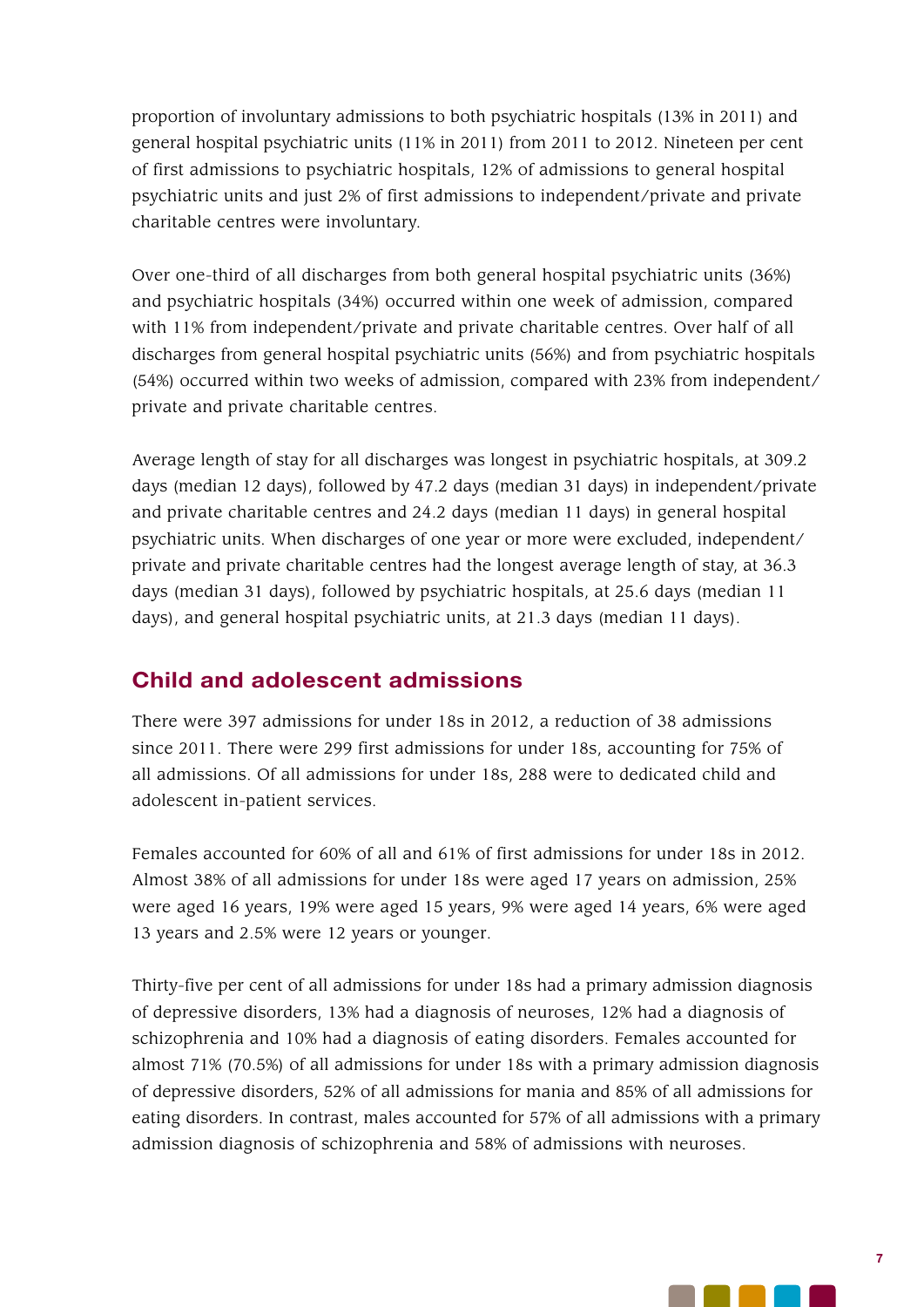proportion of involuntary admissions to both psychiatric hospitals (13% in 2011) and general hospital psychiatric units (11% in 2011) from 2011 to 2012. Nineteen per cent of first admissions to psychiatric hospitals, 12% of admissions to general hospital psychiatric units and just 2% of first admissions to independent/private and private charitable centres were involuntary.

Over one-third of all discharges from both general hospital psychiatric units (36%) and psychiatric hospitals (34%) occurred within one week of admission, compared with 11% from independent/private and private charitable centres. Over half of all discharges from general hospital psychiatric units (56%) and from psychiatric hospitals (54%) occurred within two weeks of admission, compared with 23% from independent/private and private charitable centres.

Average length of stay for all discharges was longest in psychiatric hospitals, at 309.2 days (median 12 days), followed by 47.2 days (median 31 days) in independent/private and private charitable centres and 24.2 days (median 11 days) in general hospital psychiatric units. When discharges of one year or more were excluded, independent/private and private charitable centres had the longest average length of stay, at 36.3 days (median 31 days), followed by psychiatric hospitals, at 25.6 days (median 11 days), and general hospital psychiatric units, at 21.3 days (median 11 days).

## Child and adolescent admissions

There were 397 admissions for under 18s in 2012, a reduction of 38 admissions since 2011. There were 299 first admissions for under 18s, accounting for 75% of all admissions. Of all admissions for under 18s, 288 were to dedicated child and adolescent in-patient services.

Females accounted for 60% of all and 61% of first admissions for under 18s in 2012. Almost 38% of all admissions for under 18s were aged 17 years on admission, 25% were aged 16 years, 19% were aged 15 years, 9% were aged 14 years, 6% were aged 13 years and 2.5% were 12 years or younger.

Thirty-five per cent of all admissions for under 18s had a primary admission diagnosis of depressive disorders, 13% had a diagnosis of neuroses, 12% had a diagnosis of schizophrenia and 10% had a diagnosis of eating disorders. Females accounted for almost 71% (70.5%) of all admissions for under 18s with a primary admission diagnosis of depressive disorders, 52% of all admissions for mania and 85% of all admissions for eating disorders. In contrast, males accounted for 57% of all admissions with a primary admission diagnosis of schizophrenia and 58% of admissions with neuroses.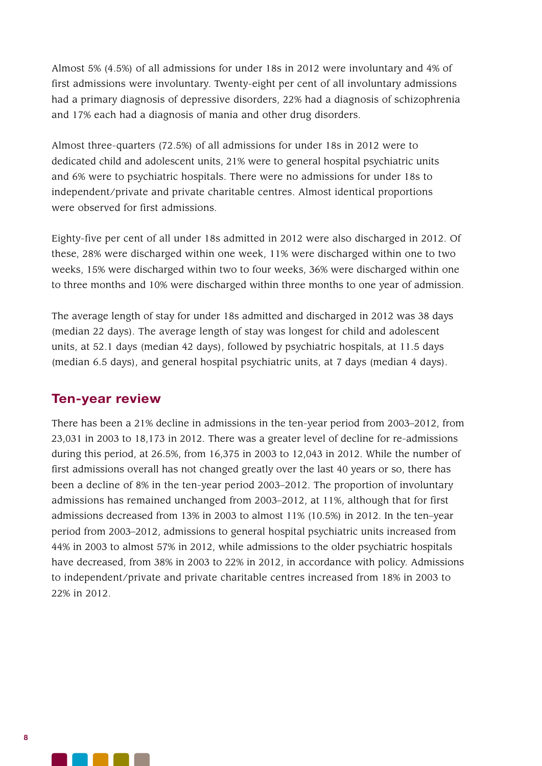Almost 5% (4.5%) of all admissions for under 18s in 2012 were involuntary and 4% of first admissions were involuntary. Twenty-eight per cent of all involuntary admissions had a primary diagnosis of depressive disorders, 22% had a diagnosis of schizophrenia and 17% each had a diagnosis of mania and other drug disorders.

Almost three-quarters (72.5%) of all admissions for under 18s in 2012 were to dedicated child and adolescent units, 21% were to general hospital psychiatric units and 6% were to psychiatric hospitals. There were no admissions for under 18s to independent/private and private charitable centres. Almost identical proportions were observed for first admissions.

Eighty-five per cent of all under 18s admitted in 2012 were also discharged in 2012. Of these, 28% were discharged within one week, 11% were discharged within one to two weeks, 15% were discharged within two to four weeks, 36% were discharged within one to three months and 10% were discharged within three months to one year of admission.

The average length of stay for under 18s admitted and discharged in 2012 was 38 days (median 22 days). The average length of stay was longest for child and adolescent units, at 52.1 days (median 42 days), followed by psychiatric hospitals, at 11.5 days (median 6.5 days), and general hospital psychiatric units, at 7 days (median 4 days).

## Ten-year review

There has been a 21% decline in admissions in the ten-year period from 2003–2012, from 23,031 in 2003 to 18,173 in 2012. There was a greater level of decline for re-admissions during this period, at 26.5%, from 16,375 in 2003 to 12,043 in 2012. While the number of first admissions overall has not changed greatly over the last 40 years or so, there has been a decline of 8% in the ten-year period 2003–2012. The proportion of involuntary admissions has remained unchanged from 2003–2012, at 11%, although that for first admissions decreased from 13% in 2003 to almost 11% (10.5%) in 2012. In the ten–year period from 2003–2012, admissions to general hospital psychiatric units increased from 44% in 2003 to almost 57% in 2012, while admissions to the older psychiatric hospitals have decreased, from 38% in 2003 to 22% in 2012, in accordance with policy. Admissions to independent/private and private charitable centres increased from 18% in 2003 to 22% in 2012.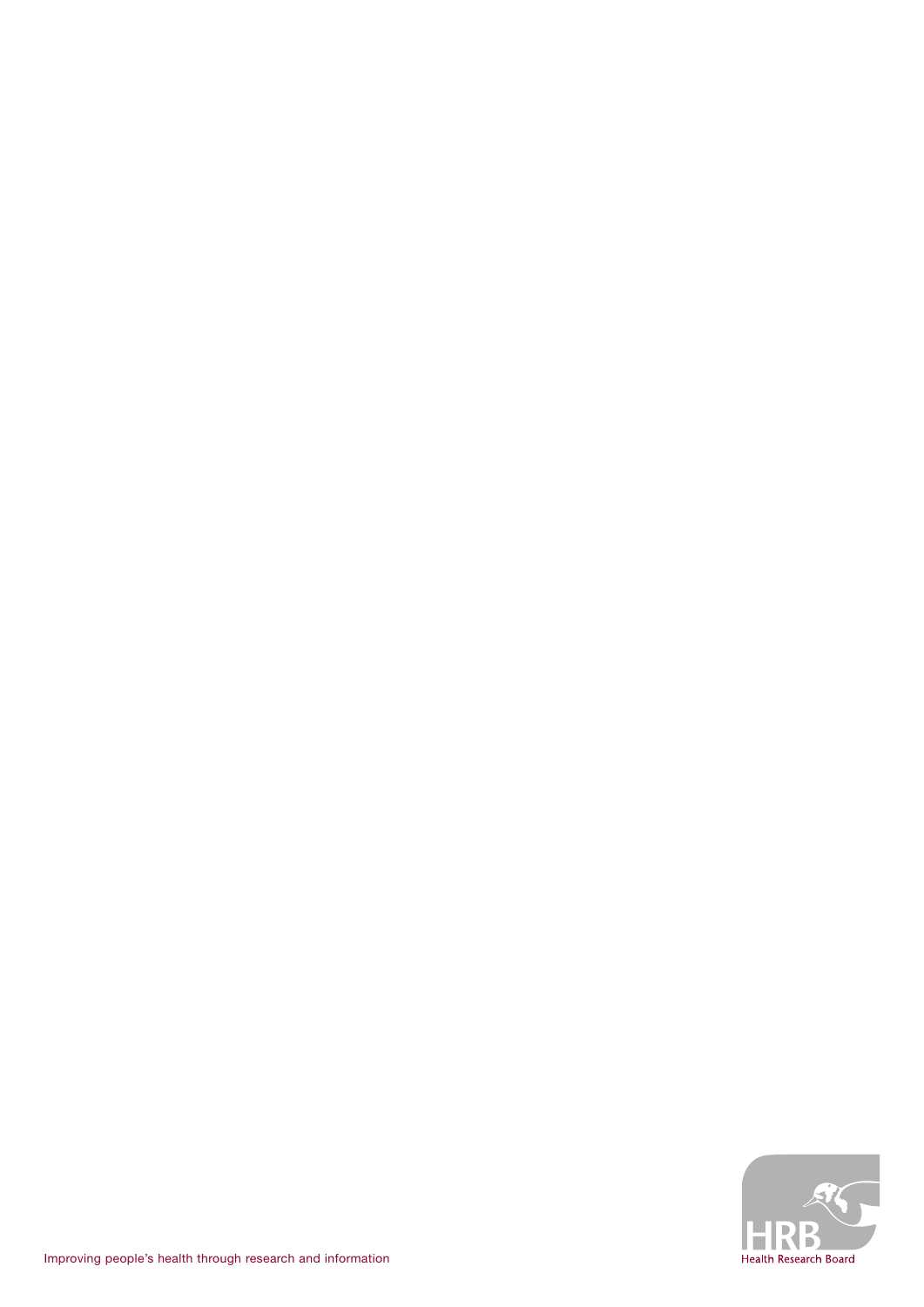Improving people's health through research and information

HRB

Health Research Board